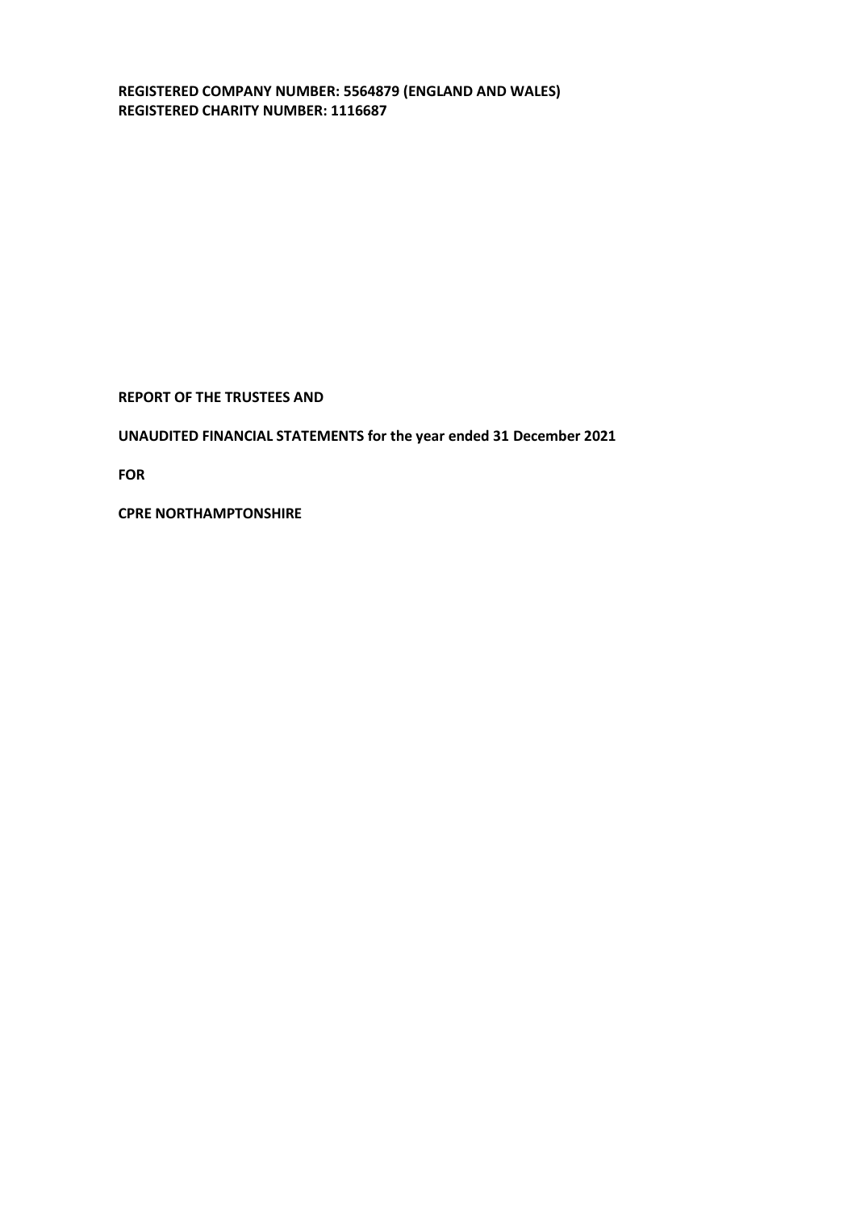**REGISTERED COMPANY NUMBER: 5564879 (ENGLAND AND WALES)**
**REGISTERED CHARITY NUMBER: 1116687**

**REPORT OF THE TRUSTEES AND**

**UNAUDITED FINANCIAL STATEMENTS for the year ended 31 December 2021**

**FOR**

**CPRE NORTHAMPTONSHIRE**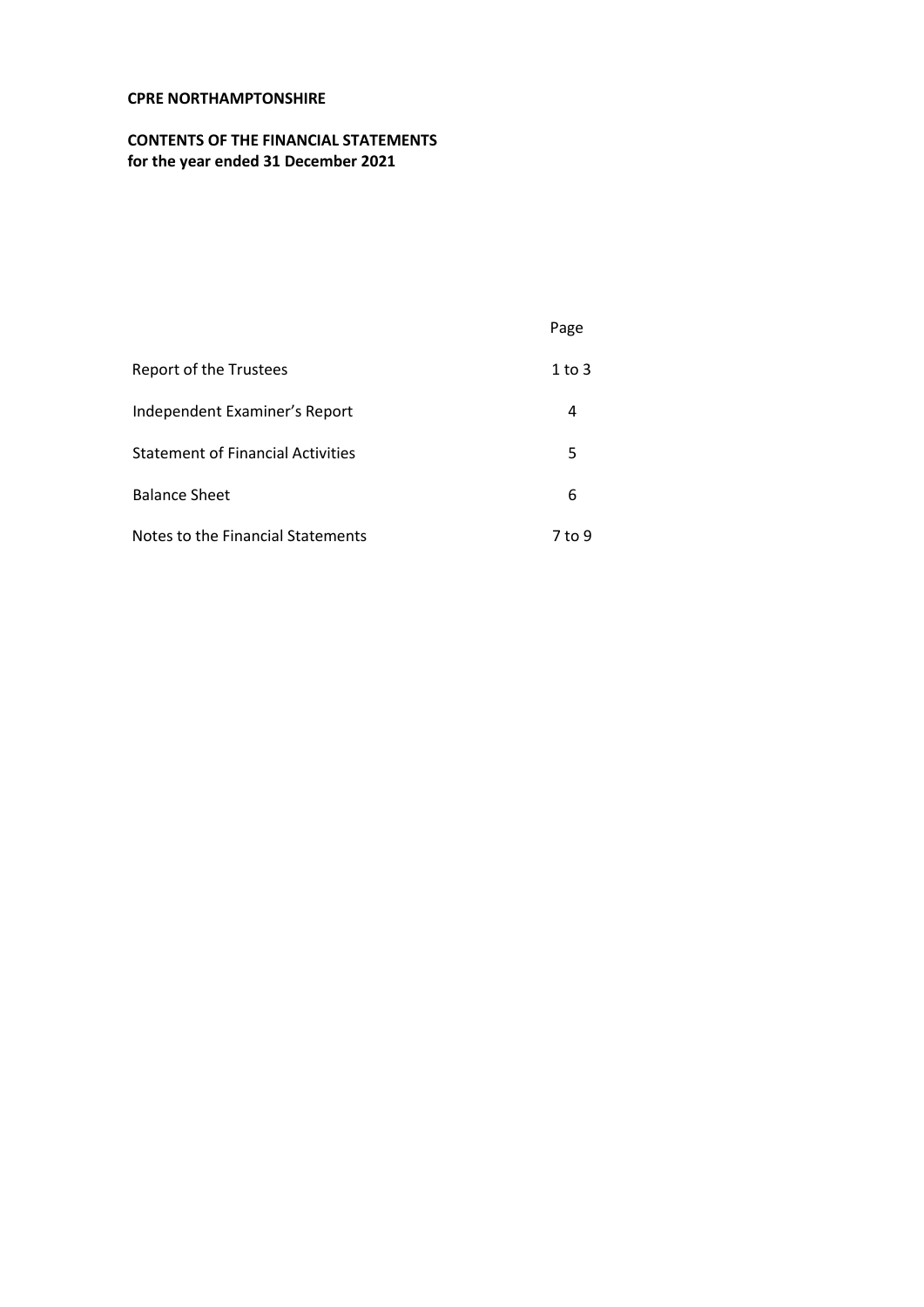**CPRE NORTHAMPTONSHIRE**

**CONTENTS OF THE FINANCIAL STATEMENTS**
**for the year ended 31 December 2021**

| | Page |
|---|---|
| Report of the Trustees | 1 to 3 |
| Independent Examiner's Report | 4 |
| Statement of Financial Activities | 5 |
| Balance Sheet | 6 |
| Notes to the Financial Statements | 7 to 9 |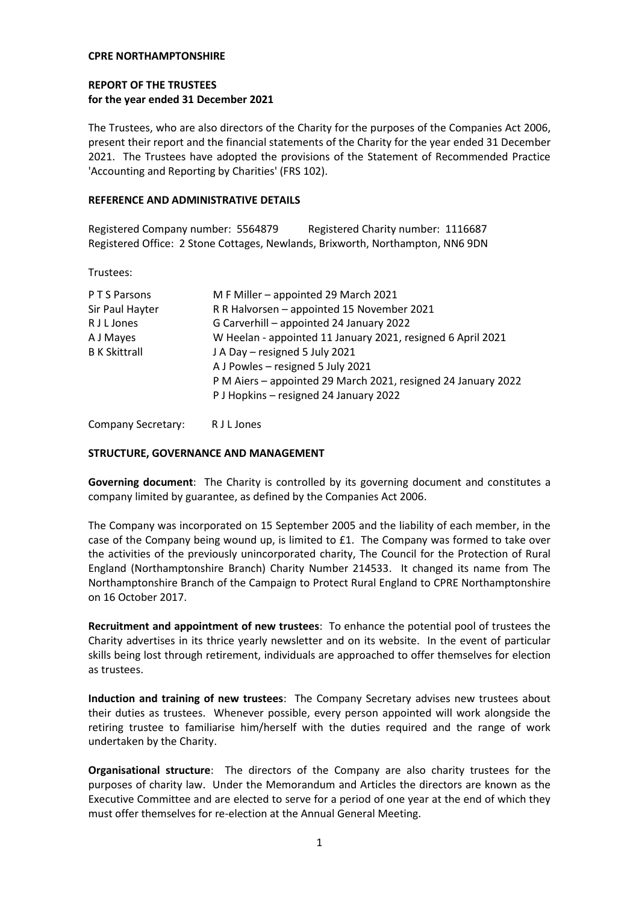**CPRE NORTHAMPTONSHIRE**

**REPORT OF THE TRUSTEES**
**for the year ended 31 December 2021**

The Trustees, who are also directors of the Charity for the purposes of the Companies Act 2006, present their report and the financial statements of the Charity for the year ended 31 December 2021. The Trustees have adopted the provisions of the Statement of Recommended Practice 'Accounting and Reporting by Charities' (FRS 102).

**REFERENCE AND ADMINISTRATIVE DETAILS**

Registered Company number: 5564879 Registered Charity number: 1116687
Registered Office: 2 Stone Cottages, Newlands, Brixworth, Northampton, NN6 9DN

Trustees:

| | |
|---|---|
| P T S Parsons | M F Miller – appointed 29 March 2021 |
| Sir Paul Hayter | R R Halvorsen – appointed 15 November 2021 |
| R J L Jones | G Carverhill – appointed 24 January 2022 |
| A J Mayes | W Heelan - appointed 11 January 2021, resigned 6 April 2021 |
| B K Skittrall | J A Day – resigned 5 July 2021 |
| | A J Powles – resigned 5 July 2021 |
| | P M Aiers – appointed 29 March 2021, resigned 24 January 2022 |
| | P J Hopkins – resigned 24 January 2022 |

Company Secretary: R J L Jones

**STRUCTURE, GOVERNANCE AND MANAGEMENT**

**Governing document**: The Charity is controlled by its governing document and constitutes a company limited by guarantee, as defined by the Companies Act 2006.

The Company was incorporated on 15 September 2005 and the liability of each member, in the case of the Company being wound up, is limited to £1. The Company was formed to take over the activities of the previously unincorporated charity, The Council for the Protection of Rural England (Northamptonshire Branch) Charity Number 214533. It changed its name from The Northamptonshire Branch of the Campaign to Protect Rural England to CPRE Northamptonshire on 16 October 2017.

**Recruitment and appointment of new trustees**: To enhance the potential pool of trustees the Charity advertises in its thrice yearly newsletter and on its website. In the event of particular skills being lost through retirement, individuals are approached to offer themselves for election as trustees.

**Induction and training of new trustees**: The Company Secretary advises new trustees about their duties as trustees. Whenever possible, every person appointed will work alongside the retiring trustee to familiarise him/herself with the duties required and the range of work undertaken by the Charity.

**Organisational structure**: The directors of the Company are also charity trustees for the purposes of charity law. Under the Memorandum and Articles the directors are known as the Executive Committee and are elected to serve for a period of one year at the end of which they must offer themselves for re-election at the Annual General Meeting.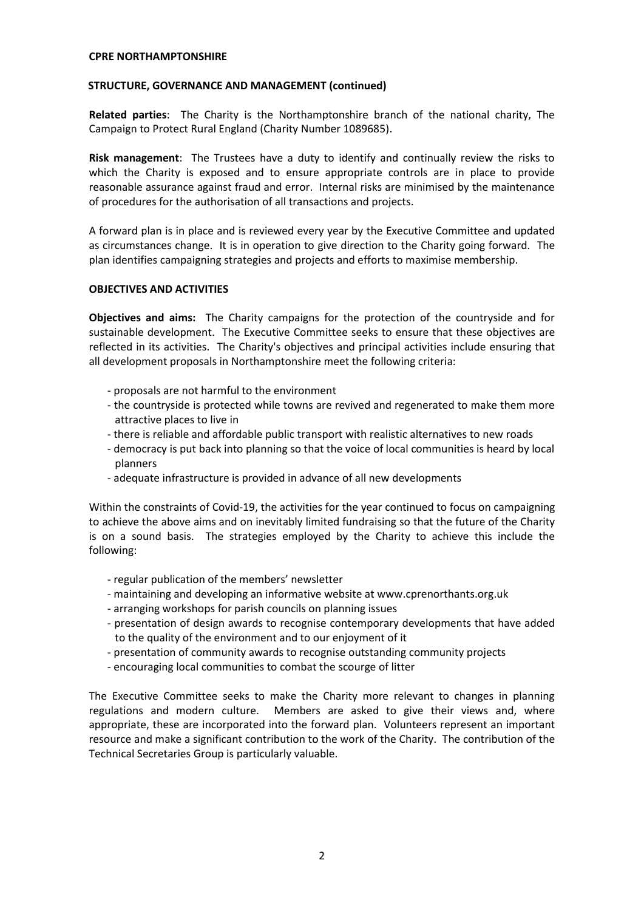**CPRE NORTHAMPTONSHIRE**

**STRUCTURE, GOVERNANCE AND MANAGEMENT (continued)**

**Related parties**: The Charity is the Northamptonshire branch of the national charity, The Campaign to Protect Rural England (Charity Number 1089685).

**Risk management**: The Trustees have a duty to identify and continually review the risks to which the Charity is exposed and to ensure appropriate controls are in place to provide reasonable assurance against fraud and error. Internal risks are minimised by the maintenance of procedures for the authorisation of all transactions and projects.

A forward plan is in place and is reviewed every year by the Executive Committee and updated as circumstances change. It is in operation to give direction to the Charity going forward. The plan identifies campaigning strategies and projects and efforts to maximise membership.

**OBJECTIVES AND ACTIVITIES**

**Objectives and aims:** The Charity campaigns for the protection of the countryside and for sustainable development. The Executive Committee seeks to ensure that these objectives are reflected in its activities. The Charity's objectives and principal activities include ensuring that all development proposals in Northamptonshire meet the following criteria:

- proposals are not harmful to the environment
- the countryside is protected while towns are revived and regenerated to make them more attractive places to live in
- there is reliable and affordable public transport with realistic alternatives to new roads
- democracy is put back into planning so that the voice of local communities is heard by local planners
- adequate infrastructure is provided in advance of all new developments

Within the constraints of Covid-19, the activities for the year continued to focus on campaigning to achieve the above aims and on inevitably limited fundraising so that the future of the Charity is on a sound basis. The strategies employed by the Charity to achieve this include the following:

- regular publication of the members' newsletter
- maintaining and developing an informative website at www.cprenorthants.org.uk
- arranging workshops for parish councils on planning issues
- presentation of design awards to recognise contemporary developments that have added to the quality of the environment and to our enjoyment of it
- presentation of community awards to recognise outstanding community projects
- encouraging local communities to combat the scourge of litter

The Executive Committee seeks to make the Charity more relevant to changes in planning regulations and modern culture. Members are asked to give their views and, where appropriate, these are incorporated into the forward plan. Volunteers represent an important resource and make a significant contribution to the work of the Charity. The contribution of the Technical Secretaries Group is particularly valuable.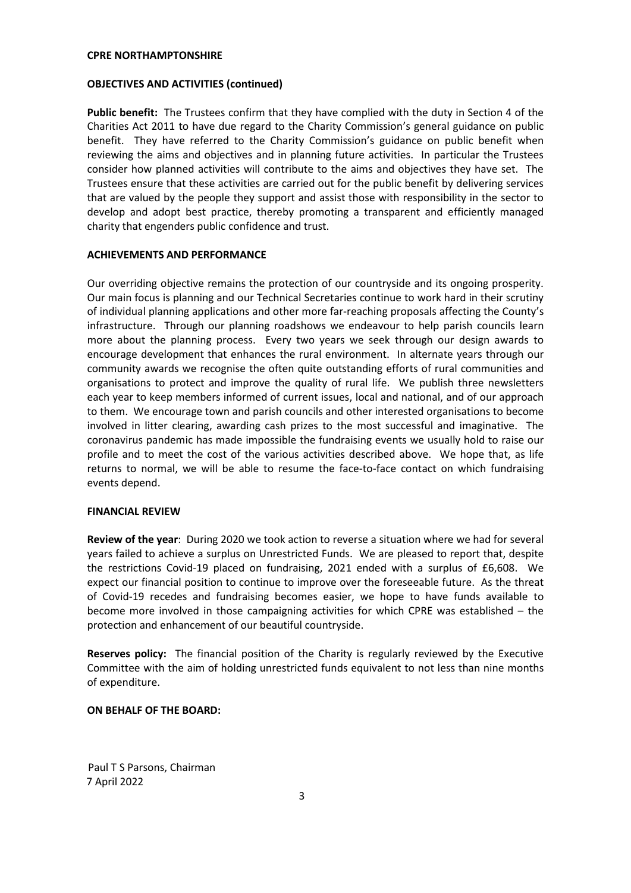**CPRE NORTHAMPTONSHIRE**

**OBJECTIVES AND ACTIVITIES (continued)**

**Public benefit:** The Trustees confirm that they have complied with the duty in Section 4 of the Charities Act 2011 to have due regard to the Charity Commission's general guidance on public benefit. They have referred to the Charity Commission's guidance on public benefit when reviewing the aims and objectives and in planning future activities. In particular the Trustees consider how planned activities will contribute to the aims and objectives they have set. The Trustees ensure that these activities are carried out for the public benefit by delivering services that are valued by the people they support and assist those with responsibility in the sector to develop and adopt best practice, thereby promoting a transparent and efficiently managed charity that engenders public confidence and trust.

**ACHIEVEMENTS AND PERFORMANCE**

Our overriding objective remains the protection of our countryside and its ongoing prosperity. Our main focus is planning and our Technical Secretaries continue to work hard in their scrutiny of individual planning applications and other more far-reaching proposals affecting the County's infrastructure. Through our planning roadshows we endeavour to help parish councils learn more about the planning process. Every two years we seek through our design awards to encourage development that enhances the rural environment. In alternate years through our community awards we recognise the often quite outstanding efforts of rural communities and organisations to protect and improve the quality of rural life. We publish three newsletters each year to keep members informed of current issues, local and national, and of our approach to them. We encourage town and parish councils and other interested organisations to become involved in litter clearing, awarding cash prizes to the most successful and imaginative. The coronavirus pandemic has made impossible the fundraising events we usually hold to raise our profile and to meet the cost of the various activities described above. We hope that, as life returns to normal, we will be able to resume the face-to-face contact on which fundraising events depend.

**FINANCIAL REVIEW**

**Review of the year**: During 2020 we took action to reverse a situation where we had for several years failed to achieve a surplus on Unrestricted Funds. We are pleased to report that, despite the restrictions Covid-19 placed on fundraising, 2021 ended with a surplus of £6,608. We expect our financial position to continue to improve over the foreseeable future. As the threat of Covid-19 recedes and fundraising becomes easier, we hope to have funds available to become more involved in those campaigning activities for which CPRE was established – the protection and enhancement of our beautiful countryside.

**Reserves policy:** The financial position of the Charity is regularly reviewed by the Executive Committee with the aim of holding unrestricted funds equivalent to not less than nine months of expenditure.

**ON BEHALF OF THE BOARD:**

Paul T S Parsons, Chairman
7 April 2022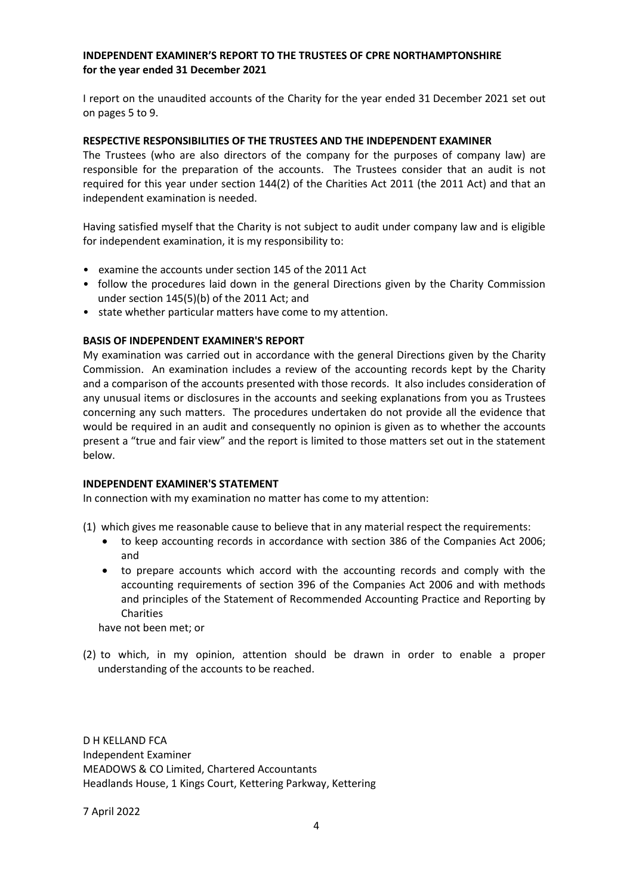# INDEPENDENT EXAMINER'S REPORT TO THE TRUSTEES OF CPRE NORTHAMPTONSHIRE for the year ended 31 December 2021

I report on the unaudited accounts of the Charity for the year ended 31 December 2021 set out on pages 5 to 9.

## RESPECTIVE RESPONSIBILITIES OF THE TRUSTEES AND THE INDEPENDENT EXAMINER

The Trustees (who are also directors of the company for the purposes of company law) are responsible for the preparation of the accounts. The Trustees consider that an audit is not required for this year under section 144(2) of the Charities Act 2011 (the 2011 Act) and that an independent examination is needed.

Having satisfied myself that the Charity is not subject to audit under company law and is eligible for independent examination, it is my responsibility to:

- examine the accounts under section 145 of the 2011 Act
- follow the procedures laid down in the general Directions given by the Charity Commission under section 145(5)(b) of the 2011 Act; and
- state whether particular matters have come to my attention.

## BASIS OF INDEPENDENT EXAMINER'S REPORT

My examination was carried out in accordance with the general Directions given by the Charity Commission. An examination includes a review of the accounting records kept by the Charity and a comparison of the accounts presented with those records. It also includes consideration of any unusual items or disclosures in the accounts and seeking explanations from you as Trustees concerning any such matters. The procedures undertaken do not provide all the evidence that would be required in an audit and consequently no opinion is given as to whether the accounts present a "true and fair view" and the report is limited to those matters set out in the statement below.

## INDEPENDENT EXAMINER'S STATEMENT

In connection with my examination no matter has come to my attention:

(1) which gives me reasonable cause to believe that in any material respect the requirements:

- to keep accounting records in accordance with section 386 of the Companies Act 2006; and
- to prepare accounts which accord with the accounting records and comply with the accounting requirements of section 396 of the Companies Act 2006 and with methods and principles of the Statement of Recommended Accounting Practice and Reporting by Charities

have not been met; or

(2) to which, in my opinion, attention should be drawn in order to enable a proper understanding of the accounts to be reached.

D H KELLAND FCA
Independent Examiner
MEADOWS & CO Limited, Chartered Accountants
Headlands House, 1 Kings Court, Kettering Parkway, Kettering

7 April 2022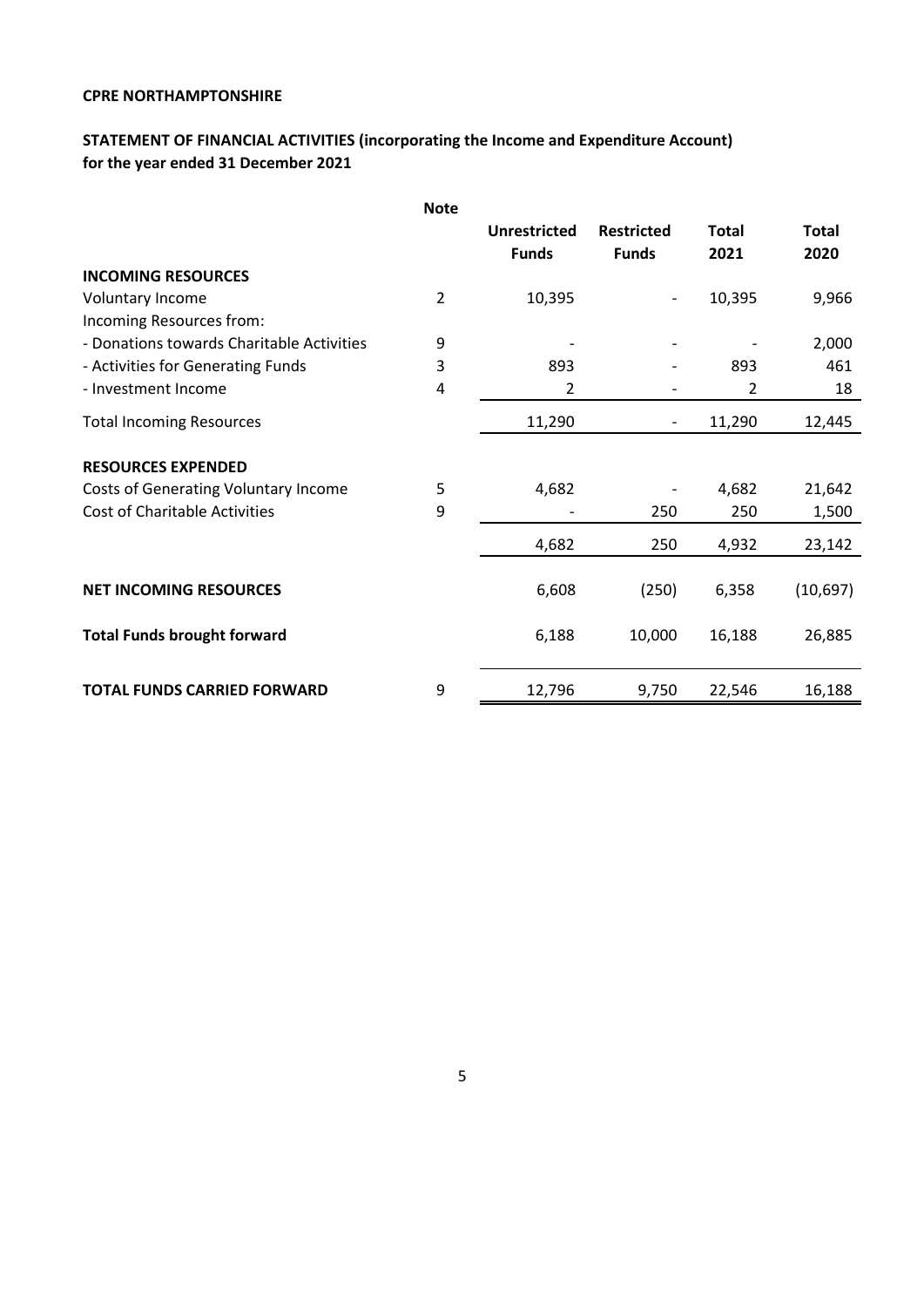**CPRE NORTHAMPTONSHIRE**

**STATEMENT OF FINANCIAL ACTIVITIES (incorporating the Income and Expenditure Account)**
**for the year ended 31 December 2021**

| | Note | Unrestricted Funds | Restricted Funds | Total 2021 | Total 2020 |
|---|---|---|---|---|---|
| **INCOMING RESOURCES** | | | | | |
| Voluntary Income | 2 | 10,395 | - | 10,395 | 9,966 |
| Incoming Resources from: | | | | | |
| - Donations towards Charitable Activities | 9 | - | - | - | 2,000 |
| - Activities for Generating Funds | 3 | 893 | - | 893 | 461 |
| - Investment Income | 4 | 2 | - | 2 | 18 |
| Total Incoming Resources | | 11,290 | - | 11,290 | 12,445 |
| **RESOURCES EXPENDED** | | | | | |
| Costs of Generating Voluntary Income | 5 | 4,682 | - | 4,682 | 21,642 |
| Cost of Charitable Activities | 9 | - | 250 | 250 | 1,500 |
| | | 4,682 | 250 | 4,932 | 23,142 |
| **NET INCOMING RESOURCES** | | 6,608 | (250) | 6,358 | (10,697) |
| **Total Funds brought forward** | | 6,188 | 10,000 | 16,188 | 26,885 |
| **TOTAL FUNDS CARRIED FORWARD** | 9 | 12,796 | 9,750 | 22,546 | 16,188 |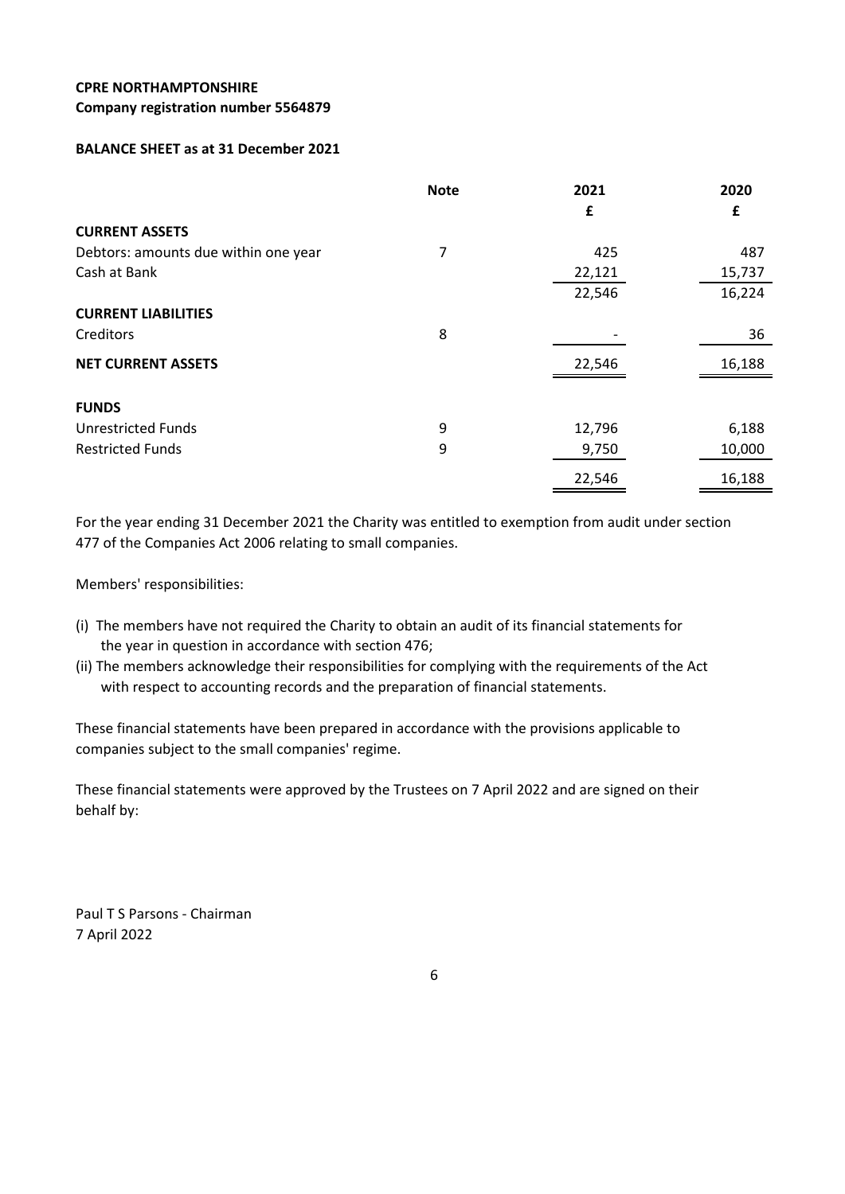**CPRE NORTHAMPTONSHIRE**
**Company registration number 5564879**

**BALANCE SHEET as at 31 December 2021**

| | Note | 2021 | 2020 |
|---|---|---|---|
| | | £ | £ |
| **CURRENT ASSETS** | | | |
| Debtors: amounts due within one year | 7 | 425 | 487 |
| Cash at Bank | | 22,121 | 15,737 |
| | | 22,546 | 16,224 |
| **CURRENT LIABILITIES** | | | |
| Creditors | 8 | - | 36 |
| **NET CURRENT ASSETS** | | 22,546 | 16,188 |
| **FUNDS** | | | |
| Unrestricted Funds | 9 | 12,796 | 6,188 |
| Restricted Funds | 9 | 9,750 | 10,000 |
| | | 22,546 | 16,188 |

For the year ending 31 December 2021 the Charity was entitled to exemption from audit under section 477 of the Companies Act 2006 relating to small companies.

Members' responsibilities:

(i) The members have not required the Charity to obtain an audit of its financial statements for the year in question in accordance with section 476;

(ii) The members acknowledge their responsibilities for complying with the requirements of the Act with respect to accounting records and the preparation of financial statements.

These financial statements have been prepared in accordance with the provisions applicable to companies subject to the small companies' regime.

These financial statements were approved by the Trustees on 7 April 2022 and are signed on their behalf by:

Paul T S Parsons - Chairman
7 April 2022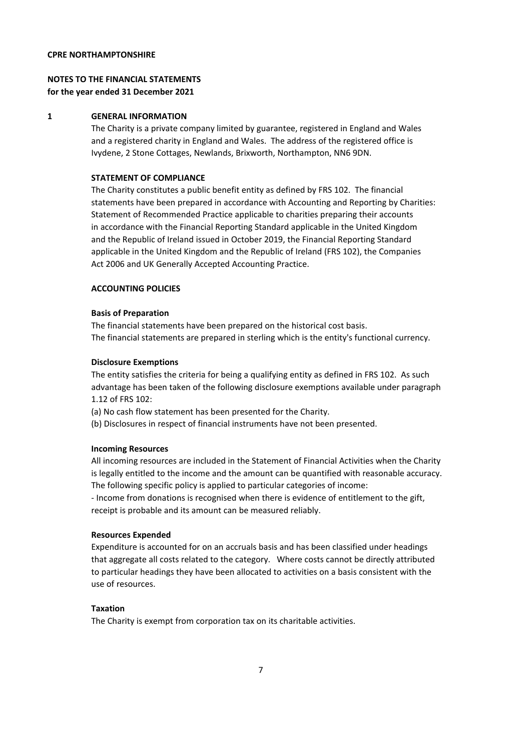**CPRE NORTHAMPTONSHIRE**

**NOTES TO THE FINANCIAL STATEMENTS**
**for the year ended 31 December 2021**

## 1 GENERAL INFORMATION

The Charity is a private company limited by guarantee, registered in England and Wales and a registered charity in England and Wales. The address of the registered office is Ivydene, 2 Stone Cottages, Newlands, Brixworth, Northampton, NN6 9DN.

### STATEMENT OF COMPLIANCE

The Charity constitutes a public benefit entity as defined by FRS 102. The financial statements have been prepared in accordance with Accounting and Reporting by Charities: Statement of Recommended Practice applicable to charities preparing their accounts in accordance with the Financial Reporting Standard applicable in the United Kingdom and the Republic of Ireland issued in October 2019, the Financial Reporting Standard applicable in the United Kingdom and the Republic of Ireland (FRS 102), the Companies Act 2006 and UK Generally Accepted Accounting Practice.

### ACCOUNTING POLICIES

**Basis of Preparation**

The financial statements have been prepared on the historical cost basis.
The financial statements are prepared in sterling which is the entity's functional currency.

**Disclosure Exemptions**

The entity satisfies the criteria for being a qualifying entity as defined in FRS 102. As such advantage has been taken of the following disclosure exemptions available under paragraph 1.12 of FRS 102:

(a) No cash flow statement has been presented for the Charity.
(b) Disclosures in respect of financial instruments have not been presented.

**Incoming Resources**

All incoming resources are included in the Statement of Financial Activities when the Charity is legally entitled to the income and the amount can be quantified with reasonable accuracy. The following specific policy is applied to particular categories of income:

- Income from donations is recognised when there is evidence of entitlement to the gift, receipt is probable and its amount can be measured reliably.

**Resources Expended**

Expenditure is accounted for on an accruals basis and has been classified under headings that aggregate all costs related to the category. Where costs cannot be directly attributed to particular headings they have been allocated to activities on a basis consistent with the use of resources.

**Taxation**

The Charity is exempt from corporation tax on its charitable activities.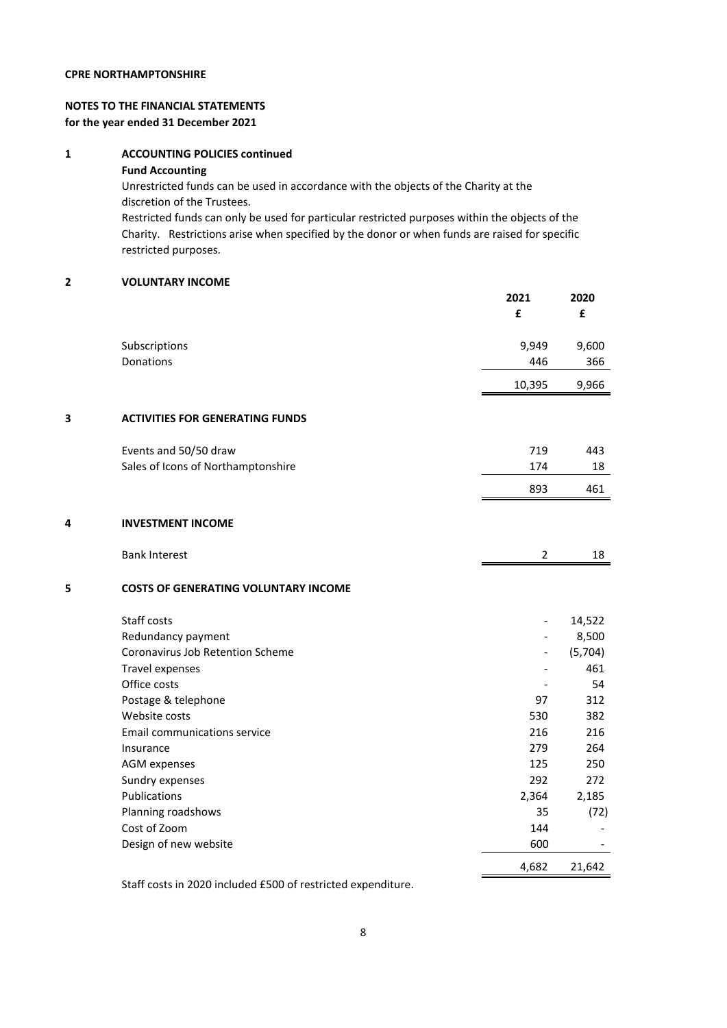**CPRE NORTHAMPTONSHIRE**

**NOTES TO THE FINANCIAL STATEMENTS**
**for the year ended 31 December 2021**

## 1 ACCOUNTING POLICIES continued

**Fund Accounting**

Unrestricted funds can be used in accordance with the objects of the Charity at the discretion of the Trustees.

Restricted funds can only be used for particular restricted purposes within the objects of the Charity. Restrictions arise when specified by the donor or when funds are raised for specific restricted purposes.

## 2 VOLUNTARY INCOME

| | 2021 £ | 2020 £ |
|---|---|---|
| Subscriptions | 9,949 | 9,600 |
| Donations | 446 | 366 |
| | 10,395 | 9,966 |

## 3 ACTIVITIES FOR GENERATING FUNDS

| | 2021 £ | 2020 £ |
|---|---|---|
| Events and 50/50 draw | 719 | 443 |
| Sales of Icons of Northamptonshire | 174 | 18 |
| | 893 | 461 |

## 4 INVESTMENT INCOME

| | 2021 £ | 2020 £ |
|---|---|---|
| Bank Interest | 2 | 18 |

## 5 COSTS OF GENERATING VOLUNTARY INCOME

| | 2021 £ | 2020 £ |
|---|---|---|
| Staff costs | - | 14,522 |
| Redundancy payment | - | 8,500 |
| Coronavirus Job Retention Scheme | - | (5,704) |
| Travel expenses | - | 461 |
| Office costs | - | 54 |
| Postage & telephone | 97 | 312 |
| Website costs | 530 | 382 |
| Email communications service | 216 | 216 |
| Insurance | 279 | 264 |
| AGM expenses | 125 | 250 |
| Sundry expenses | 292 | 272 |
| Publications | 2,364 | 2,185 |
| Planning roadshows | 35 | (72) |
| Cost of Zoom | 144 | - |
| Design of new website | 600 | - |
| | 4,682 | 21,642 |

Staff costs in 2020 included £500 of restricted expenditure.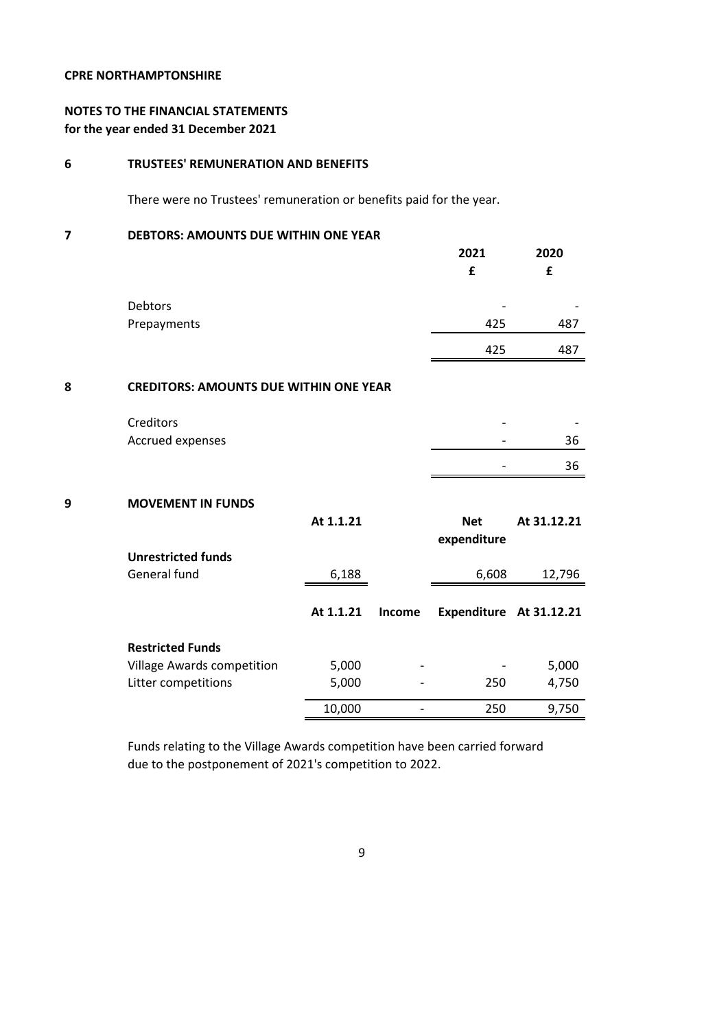**CPRE NORTHAMPTONSHIRE**

**NOTES TO THE FINANCIAL STATEMENTS**
**for the year ended 31 December 2021**

## 6 TRUSTEES' REMUNERATION AND BENEFITS

There were no Trustees' remuneration or benefits paid for the year.

## 7 DEBTORS: AMOUNTS DUE WITHIN ONE YEAR

| | 2021 £ | 2020 £ |
|---|---|---|
| Debtors | - | - |
| Prepayments | 425 | 487 |
| | 425 | 487 |

## 8 CREDITORS: AMOUNTS DUE WITHIN ONE YEAR

| | 2021 £ | 2020 £ |
|---|---|---|
| Creditors | - | - |
| Accrued expenses | - | 36 |
| | - | 36 |

## 9 MOVEMENT IN FUNDS

| | At 1.1.21 | Net expenditure | At 31.12.21 |
|---|---|---|---|
| **Unrestricted funds** | | | |
| General fund | 6,188 | 6,608 | 12,796 |

| | At 1.1.21 | Income | Expenditure | At 31.12.21 |
|---|---|---|---|---|
| **Restricted Funds** | | | | |
| Village Awards competition | 5,000 | - | - | 5,000 |
| Litter competitions | 5,000 | - | 250 | 4,750 |
| | 10,000 | - | 250 | 9,750 |

Funds relating to the Village Awards competition have been carried forward due to the postponement of 2021's competition to 2022.